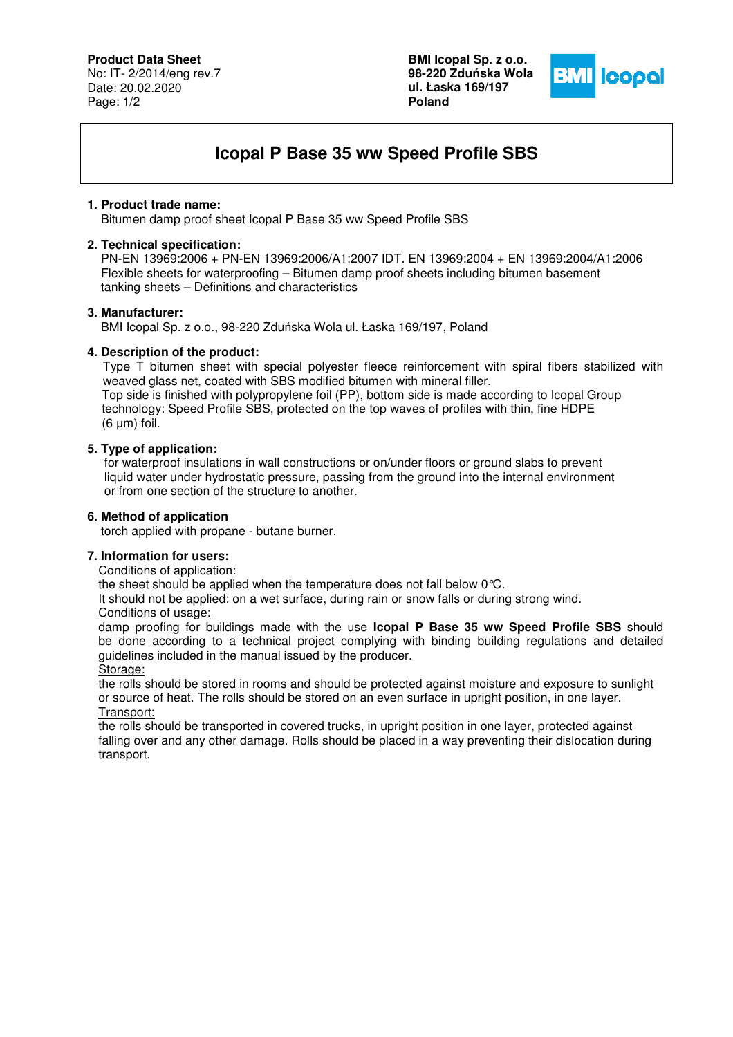**Product Data Sheet**
No: IT- 2/2014/eng rev.7
Date: 20.02.2020

**BMI Icopal Sp. z o.o.**
**98-220 Zduńska Wola**
**ul. Łaska 169/197**
**Poland**

# Icopal P Base 35 ww Speed Profile SBS

### 1. Product trade name:

Bitumen damp proof sheet Icopal P Base 35 ww Speed Profile SBS

### 2. Technical specification:

PN-EN 13969:2006 + PN-EN 13969:2006/A1:2007 IDT. EN 13969:2004 + EN 13969:2004/A1:2006
Flexible sheets for waterproofing – Bitumen damp proof sheets including bitumen basement tanking sheets – Definitions and characteristics

### 3. Manufacturer:

BMI Icopal Sp. z o.o., 98-220 Zduńska Wola ul. Łaska 169/197, Poland

### 4. Description of the product:

Type T bitumen sheet with special polyester fleece reinforcement with spiral fibers stabilized with weaved glass net, coated with SBS modified bitumen with mineral filler.
Top side is finished with polypropylene foil (PP), bottom side is made according to Icopal Group technology: Speed Profile SBS, protected on the top waves of profiles with thin, fine HDPE (6 µm) foil.

### 5. Type of application:

for waterproof insulations in wall constructions or on/under floors or ground slabs to prevent liquid water under hydrostatic pressure, passing from the ground into the internal environment or from one section of the structure to another.

### 6. Method of application

torch applied with propane - butane burner.

### 7. Information for users:

Conditions of application:
the sheet should be applied when the temperature does not fall below 0°C.
It should not be applied: on a wet surface, during rain or snow falls or during strong wind.

Conditions of usage:
damp proofing for buildings made with the use **Icopal P Base 35 ww Speed Profile SBS** should be done according to a technical project complying with binding building regulations and detailed guidelines included in the manual issued by the producer.

Storage:
the rolls should be stored in rooms and should be protected against moisture and exposure to sunlight or source of heat. The rolls should be stored on an even surface in upright position, in one layer.

Transport:
the rolls should be transported in covered trucks, in upright position in one layer, protected against falling over and any other damage. Rolls should be placed in a way preventing their dislocation during transport.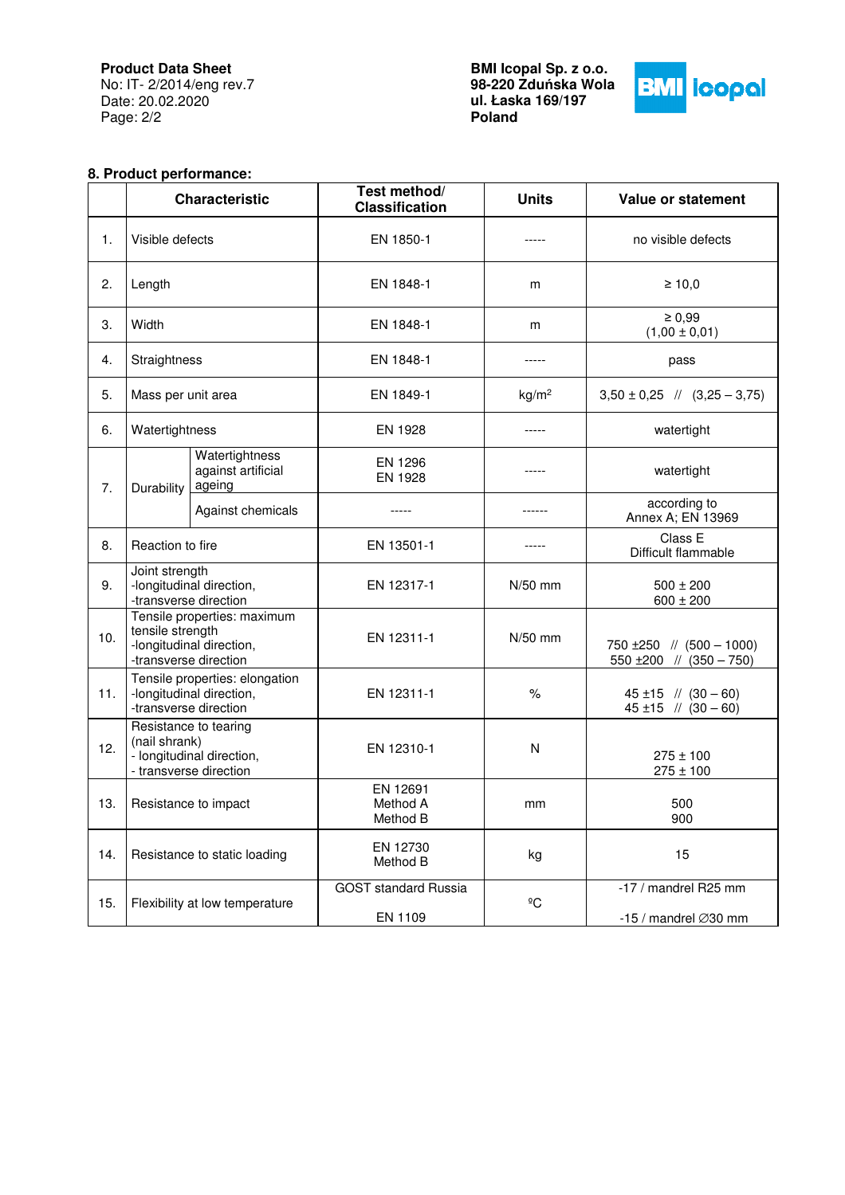**Product Data Sheet**
No: IT- 2/2014/eng rev.7
Date: 20.02.2020

**BMI Icopal Sp. z o.o.**
**98-220 Zduńska Wola**
**ul. Łaska 169/197**
**Poland**

## 8. Product performance:

| | Characteristic | | Test method/ Classification | Units | Value or statement |
|---|---|---|---|---|---|
| 1. | Visible defects | | EN 1850-1 | ----- | no visible defects |
| 2. | Length | | EN 1848-1 | m | ≥ 10,0 |
| 3. | Width | | EN 1848-1 | m | ≥ 0,99 (1,00 ± 0,01) |
| 4. | Straightness | | EN 1848-1 | ----- | pass |
| 5. | Mass per unit area | | EN 1849-1 | kg/m² | 3,50 ± 0,25 // (3,25 – 3,75) |
| 6. | Watertightness | | EN 1928 | ----- | watertight |
| 7. | Durability | Watertightness against artificial ageing | EN 1296 EN 1928 | ----- | watertight |
| | | Against chemicals | ----- | ------ | according to Annex A; EN 13969 |
| 8. | Reaction to fire | | EN 13501-1 | ----- | Class E Difficult flammable |
| 9. | Joint strength -longitudinal direction, -transverse direction | | EN 12317-1 | N/50 mm | 500 ± 200<br>600 ± 200 |
| 10. | Tensile properties: maximum tensile strength -longitudinal direction, -transverse direction | | EN 12311-1 | N/50 mm | 750 ±250 // (500 – 1000)<br>550 ±200 // (350 – 750) |
| 11. | Tensile properties: elongation -longitudinal direction, -transverse direction | | EN 12311-1 | % | 45 ±15 // (30 – 60)<br>45 ±15 // (30 – 60) |
| 12. | Resistance to tearing (nail shrank) - longitudinal direction, - transverse direction | | EN 12310-1 | N | 275 ± 100<br>275 ± 100 |
| 13. | Resistance to impact | | EN 12691 Method A Method B | mm | 500<br>900 |
| 14. | Resistance to static loading | | EN 12730 Method B | kg | 15 |
| 15. | Flexibility at low temperature | | GOST standard Russia<br>EN 1109 | ºC | -17 / mandrel R25 mm<br>-15 / mandrel ∅30 mm |